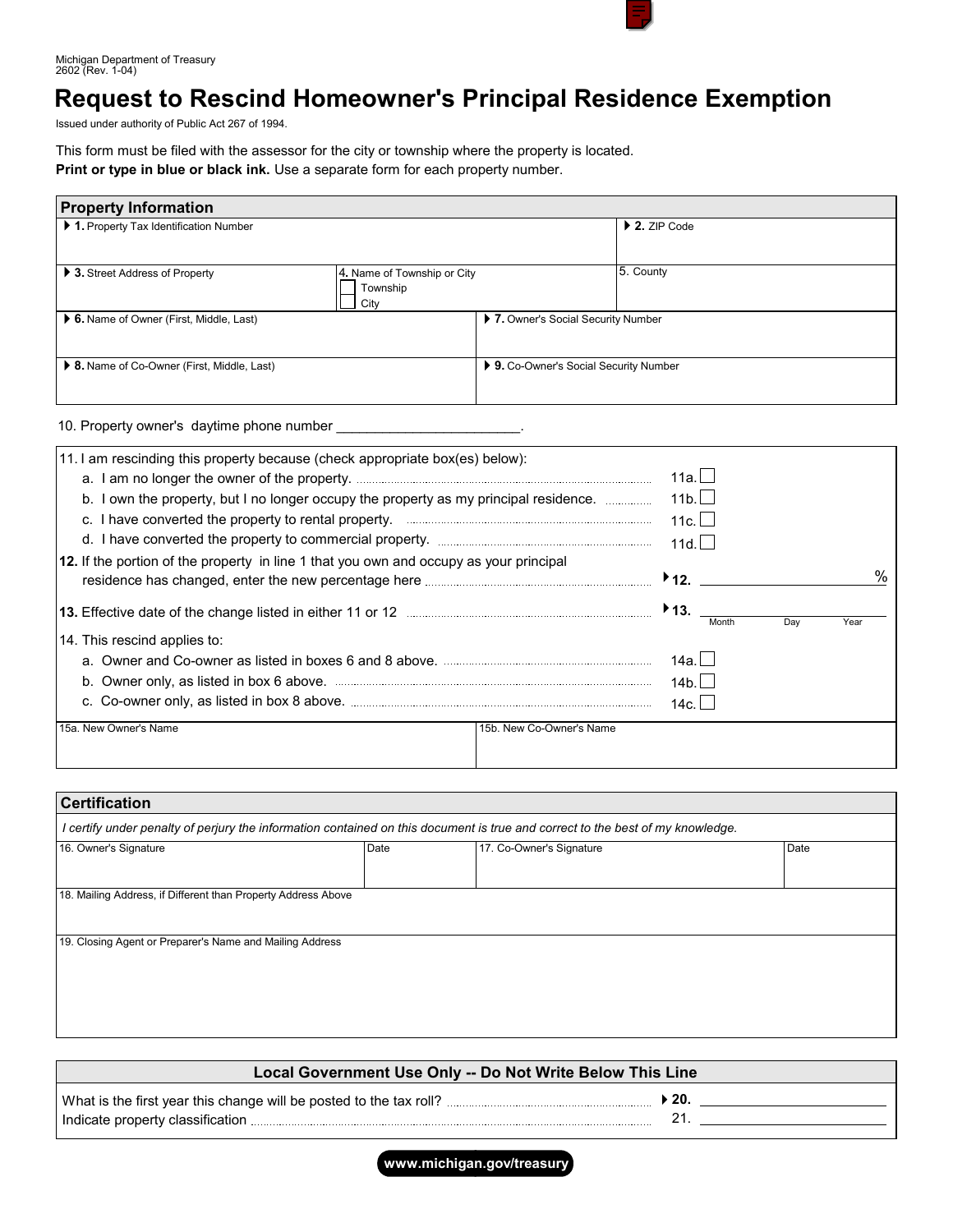Michigan Department of Treasury
2602 (Rev. 1-04)

# Request to Rescind Homeowner's Principal Residence Exemption

Issued under authority of Public Act 267 of 1994.

This form must be filed with the assessor for the city or township where the property is located.
**Print or type in blue or black ink.** Use a separate form for each property number.

## Property Information

| | | |
|---|---|---|
| 1. Property Tax Identification Number | | 2. ZIP Code |
| 3. Street Address of Property | 4. Name of Township or City ☐ Township ☐ City | 5. County |
| 6. Name of Owner (First, Middle, Last) | 7. Owner's Social Security Number | |
| 8. Name of Co-Owner (First, Middle, Last) | 9. Co-Owner's Social Security Number | |

10. Property owner's daytime phone number ______________________.

11. I am rescinding this property because (check appropriate box(es) below):
   a. I am no longer the owner of the property. .......... 11a. ☐
   b. I own the property, but I no longer occupy the property as my principal residence. .......... 11b. ☐
   c. I have converted the property to rental property. .......... 11c. ☐
   d. I have converted the property to commercial property. .......... 11d. ☐

**12.** If the portion of the property in line 1 that you own and occupy as your principal residence has changed, enter the new percentage here .......... **12.** ______________ %

**13.** Effective date of the change listed in either 11 or 12 .......... **13.** ______________ (Month Day Year)

14. This rescind applies to:
   a. Owner and Co-owner as listed in boxes 6 and 8 above. .......... 14a. ☐
   b. Owner only, as listed in box 6 above. .......... 14b. ☐
   c. Co-owner only, as listed in box 8 above. .......... 14c. ☐

| | |
|---|---|
| 15a. New Owner's Name | 15b. New Co-Owner's Name |

## Certification

*I certify under penalty of perjury the information contained on this document is true and correct to the best of my knowledge.*

| | | | |
|---|---|---|---|
| 16. Owner's Signature | Date | 17. Co-Owner's Signature | Date |

18. Mailing Address, if Different than Property Address Above

19. Closing Agent or Preparer's Name and Mailing Address

### Local Government Use Only -- Do Not Write Below This Line

What is the first year this change will be posted to the tax roll? .......... **20.** ______________

Indicate property classification .......... 21. ______________

www.michigan.gov/treasury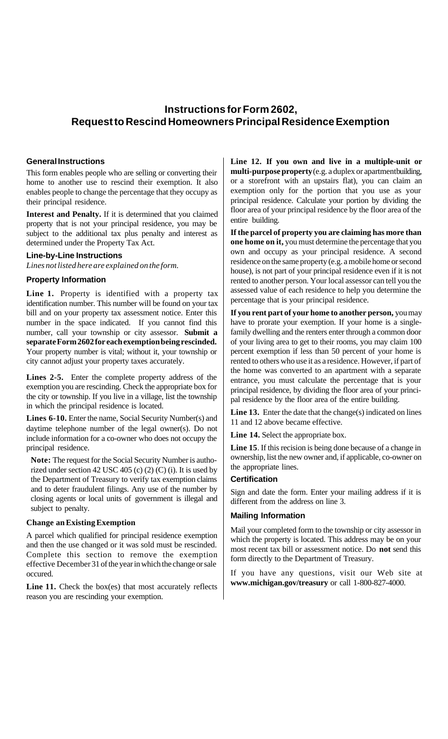# Instructions for Form 2602, Request to Rescind Homeowners Principal Residence Exemption

## General Instructions

This form enables people who are selling or converting their home to another use to rescind their exemption. It also enables people to change the percentage that they occupy as their principal residence.

**Interest and Penalty.** If it is determined that you claimed property that is not your principal residence, you may be subject to the additional tax plus penalty and interest as determined under the Property Tax Act.

## Line-by-Line Instructions

*Lines not listed here are explained on the form.*

### Property Information

**Line 1.** Property is identified with a property tax identification number. This number will be found on your tax bill and on your property tax assessment notice. Enter this number in the space indicated. If you cannot find this number, call your township or city assessor. **Submit a separate Form 2602 for each exemption being rescinded.** Your property number is vital; without it, your township or city cannot adjust your property taxes accurately.

**Lines 2-5.** Enter the complete property address of the exemption you are rescinding. Check the appropriate box for the city or township. If you live in a village, list the township in which the principal residence is located.

**Lines 6-10.** Enter the name, Social Security Number(s) and daytime telephone number of the legal owner(s). Do not include information for a co-owner who does not occupy the principal residence.

**Note:** The request for the Social Security Number is authorized under section 42 USC 405 (c) (2) (C) (i). It is used by the Department of Treasury to verify tax exemption claims and to deter fraudulent filings. Any use of the number by closing agents or local units of government is illegal and subject to penalty.

### Change an Existing Exemption

A parcel which qualified for principal residence exemption and then the use changed or it was sold must be rescinded. Complete this section to remove the exemption effective December 31 of the year in which the change or sale occured.

**Line 11.** Check the box(es) that most accurately reflects reason you are rescinding your exemption.

**Line 12. If you own and live in a multiple-unit or multi-purpose property** (e.g. a duplex or apartment building, or a storefront with an upstairs flat), you can claim an exemption only for the portion that you use as your principal residence. Calculate your portion by dividing the floor area of your principal residence by the floor area of the entire building.

**If the parcel of property you are claiming has more than one home on it,** you must determine the percentage that you own and occupy as your principal residence. A second residence on the same property (e.g. a mobile home or second house), is not part of your principal residence even if it is not rented to another person. Your local assessor can tell you the assessed value of each residence to help you determine the percentage that is your principal residence.

**If you rent part of your home to another person,** you may have to prorate your exemption. If your home is a single-family dwelling and the renters enter through a common door of your living area to get to their rooms, you may claim 100 percent exemption if less than 50 percent of your home is rented to others who use it as a residence. However, if part of the home was converted to an apartment with a separate entrance, you must calculate the percentage that is your principal residence, by dividing the floor area of your principal residence by the floor area of the entire building.

**Line 13.** Enter the date that the change(s) indicated on lines 11 and 12 above became effective.

**Line 14.** Select the appropriate box.

**Line 15**. If this recision is being done because of a change in ownership, list the new owner and, if applicable, co-owner on the appropriate lines.

### Certification

Sign and date the form. Enter your mailing address if it is different from the address on line 3.

### Mailing Information

Mail your completed form to the township or city assessor in which the property is located. This address may be on your most recent tax bill or assessment notice. Do **not** send this form directly to the Department of Treasury.

If you have any questions, visit our Web site at **www.michigan.gov/treasury** or call 1-800-827-4000.